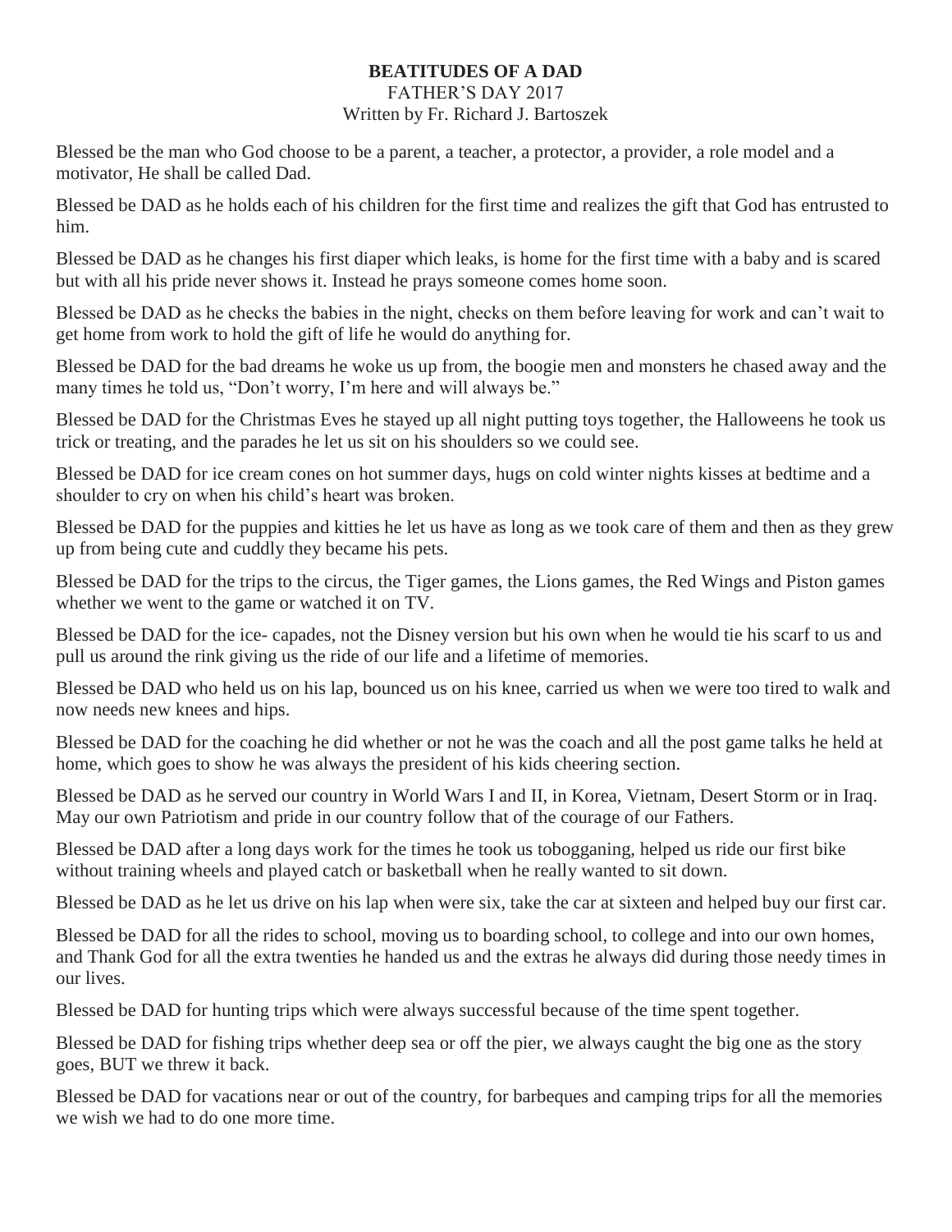**BEATITUDES OF A DAD**

FATHER'S DAY 2017

Written by Fr. Richard J. Bartoszek

Blessed be the man who God choose to be a parent, a teacher, a protector, a provider, a role model and a motivator, He shall be called Dad.

Blessed be DAD as he holds each of his children for the first time and realizes the gift that God has entrusted to him.

Blessed be DAD as he changes his first diaper which leaks, is home for the first time with a baby and is scared but with all his pride never shows it. Instead he prays someone comes home soon.

Blessed be DAD as he checks the babies in the night, checks on them before leaving for work and can't wait to get home from work to hold the gift of life he would do anything for.

Blessed be DAD for the bad dreams he woke us up from, the boogie men and monsters he chased away and the many times he told us, "Don't worry, I'm here and will always be."

Blessed be DAD for the Christmas Eves he stayed up all night putting toys together, the Halloweens he took us trick or treating, and the parades he let us sit on his shoulders so we could see.

Blessed be DAD for ice cream cones on hot summer days, hugs on cold winter nights kisses at bedtime and a shoulder to cry on when his child's heart was broken.

Blessed be DAD for the puppies and kitties he let us have as long as we took care of them and then as they grew up from being cute and cuddly they became his pets.

Blessed be DAD for the trips to the circus, the Tiger games, the Lions games, the Red Wings and Piston games whether we went to the game or watched it on TV.

Blessed be DAD for the ice- capades, not the Disney version but his own when he would tie his scarf to us and pull us around the rink giving us the ride of our life and a lifetime of memories.

Blessed be DAD who held us on his lap, bounced us on his knee, carried us when we were too tired to walk and now needs new knees and hips.

Blessed be DAD for the coaching he did whether or not he was the coach and all the post game talks he held at home, which goes to show he was always the president of his kids cheering section.

Blessed be DAD as he served our country in World Wars I and II, in Korea, Vietnam, Desert Storm or in Iraq. May our own Patriotism and pride in our country follow that of the courage of our Fathers.

Blessed be DAD after a long days work for the times he took us tobogganing, helped us ride our first bike without training wheels and played catch or basketball when he really wanted to sit down.

Blessed be DAD as he let us drive on his lap when were six, take the car at sixteen and helped buy our first car.

Blessed be DAD for all the rides to school, moving us to boarding school, to college and into our own homes, and Thank God for all the extra twenties he handed us and the extras he always did during those needy times in our lives.

Blessed be DAD for hunting trips which were always successful because of the time spent together.

Blessed be DAD for fishing trips whether deep sea or off the pier, we always caught the big one as the story goes, BUT we threw it back.

Blessed be DAD for vacations near or out of the country, for barbeques and camping trips for all the memories we wish we had to do one more time.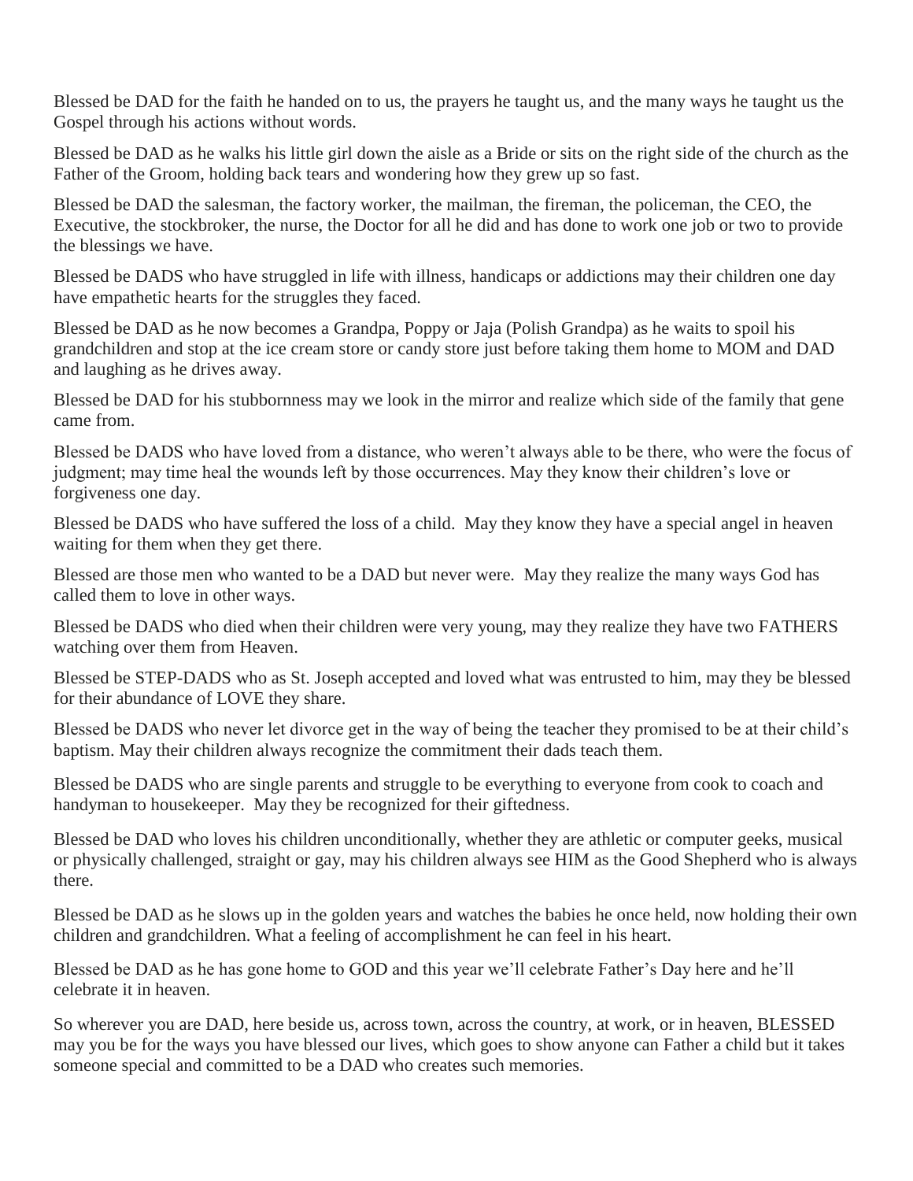Blessed be DAD for the faith he handed on to us, the prayers he taught us, and the many ways he taught us the Gospel through his actions without words.

Blessed be DAD as he walks his little girl down the aisle as a Bride or sits on the right side of the church as the Father of the Groom, holding back tears and wondering how they grew up so fast.

Blessed be DAD the salesman, the factory worker, the mailman, the fireman, the policeman, the CEO, the Executive, the stockbroker, the nurse, the Doctor for all he did and has done to work one job or two to provide the blessings we have.

Blessed be DADS who have struggled in life with illness, handicaps or addictions may their children one day have empathetic hearts for the struggles they faced.

Blessed be DAD as he now becomes a Grandpa, Poppy or Jaja (Polish Grandpa) as he waits to spoil his grandchildren and stop at the ice cream store or candy store just before taking them home to MOM and DAD and laughing as he drives away.

Blessed be DAD for his stubbornness may we look in the mirror and realize which side of the family that gene came from.

Blessed be DADS who have loved from a distance, who weren't always able to be there, who were the focus of judgment; may time heal the wounds left by those occurrences. May they know their children's love or forgiveness one day.

Blessed be DADS who have suffered the loss of a child. May they know they have a special angel in heaven waiting for them when they get there.

Blessed are those men who wanted to be a DAD but never were. May they realize the many ways God has called them to love in other ways.

Blessed be DADS who died when their children were very young, may they realize they have two FATHERS watching over them from Heaven.

Blessed be STEP-DADS who as St. Joseph accepted and loved what was entrusted to him, may they be blessed for their abundance of LOVE they share.

Blessed be DADS who never let divorce get in the way of being the teacher they promised to be at their child's baptism. May their children always recognize the commitment their dads teach them.

Blessed be DADS who are single parents and struggle to be everything to everyone from cook to coach and handyman to housekeeper. May they be recognized for their giftedness.

Blessed be DAD who loves his children unconditionally, whether they are athletic or computer geeks, musical or physically challenged, straight or gay, may his children always see HIM as the Good Shepherd who is always there.

Blessed be DAD as he slows up in the golden years and watches the babies he once held, now holding their own children and grandchildren. What a feeling of accomplishment he can feel in his heart.

Blessed be DAD as he has gone home to GOD and this year we'll celebrate Father's Day here and he'll celebrate it in heaven.

So wherever you are DAD, here beside us, across town, across the country, at work, or in heaven, BLESSED may you be for the ways you have blessed our lives, which goes to show anyone can Father a child but it takes someone special and committed to be a DAD who creates such memories.